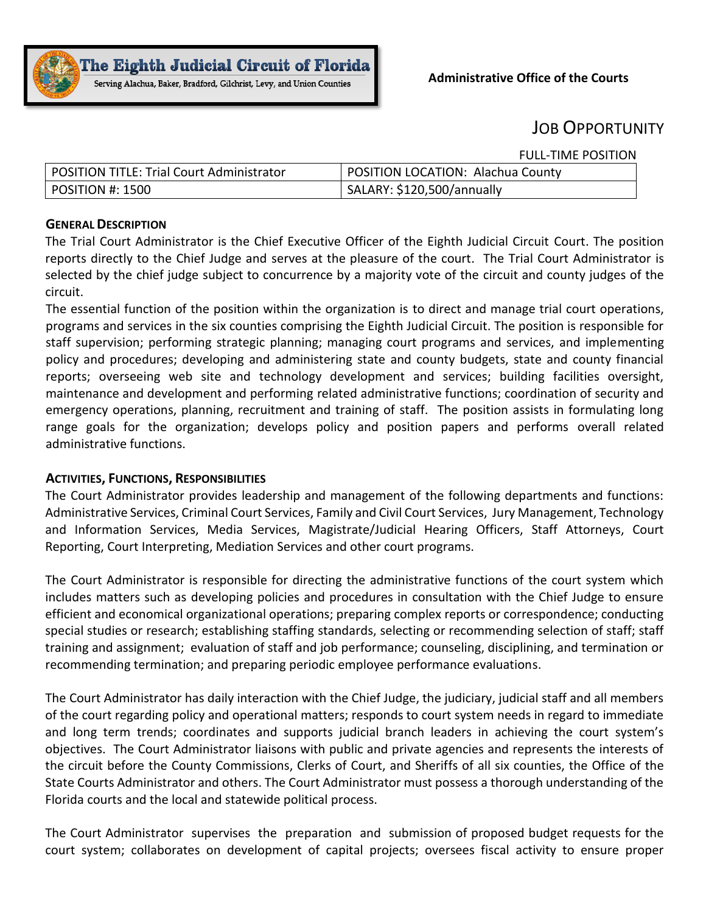**The Eighth Judicial Circuit of Florida**
Serving Alachua, Baker, Bradford, Gilchrist, Levy, and Union Counties

**Administrative Office of the Courts**

# JOB OPPORTUNITY

FULL-TIME POSITION

| POSITION TITLE: Trial Court Administrator | POSITION LOCATION: Alachua County |
|---|---|
| POSITION #: 1500 | SALARY: $120,500/annually |

## GENERAL DESCRIPTION

The Trial Court Administrator is the Chief Executive Officer of the Eighth Judicial Circuit Court. The position reports directly to the Chief Judge and serves at the pleasure of the court. The Trial Court Administrator is selected by the chief judge subject to concurrence by a majority vote of the circuit and county judges of the circuit.

The essential function of the position within the organization is to direct and manage trial court operations, programs and services in the six counties comprising the Eighth Judicial Circuit. The position is responsible for staff supervision; performing strategic planning; managing court programs and services, and implementing policy and procedures; developing and administering state and county budgets, state and county financial reports; overseeing web site and technology development and services; building facilities oversight, maintenance and development and performing related administrative functions; coordination of security and emergency operations, planning, recruitment and training of staff. The position assists in formulating long range goals for the organization; develops policy and position papers and performs overall related administrative functions.

## ACTIVITIES, FUNCTIONS, RESPONSIBILITIES

The Court Administrator provides leadership and management of the following departments and functions: Administrative Services, Criminal Court Services, Family and Civil Court Services, Jury Management, Technology and Information Services, Media Services, Magistrate/Judicial Hearing Officers, Staff Attorneys, Court Reporting, Court Interpreting, Mediation Services and other court programs.

The Court Administrator is responsible for directing the administrative functions of the court system which includes matters such as developing policies and procedures in consultation with the Chief Judge to ensure efficient and economical organizational operations; preparing complex reports or correspondence; conducting special studies or research; establishing staffing standards, selecting or recommending selection of staff; staff training and assignment; evaluation of staff and job performance; counseling, disciplining, and termination or recommending termination; and preparing periodic employee performance evaluations.

The Court Administrator has daily interaction with the Chief Judge, the judiciary, judicial staff and all members of the court regarding policy and operational matters; responds to court system needs in regard to immediate and long term trends; coordinates and supports judicial branch leaders in achieving the court system's objectives. The Court Administrator liaisons with public and private agencies and represents the interests of the circuit before the County Commissions, Clerks of Court, and Sheriffs of all six counties, the Office of the State Courts Administrator and others. The Court Administrator must possess a thorough understanding of the Florida courts and the local and statewide political process.

The Court Administrator supervises the preparation and submission of proposed budget requests for the court system; collaborates on development of capital projects; oversees fiscal activity to ensure proper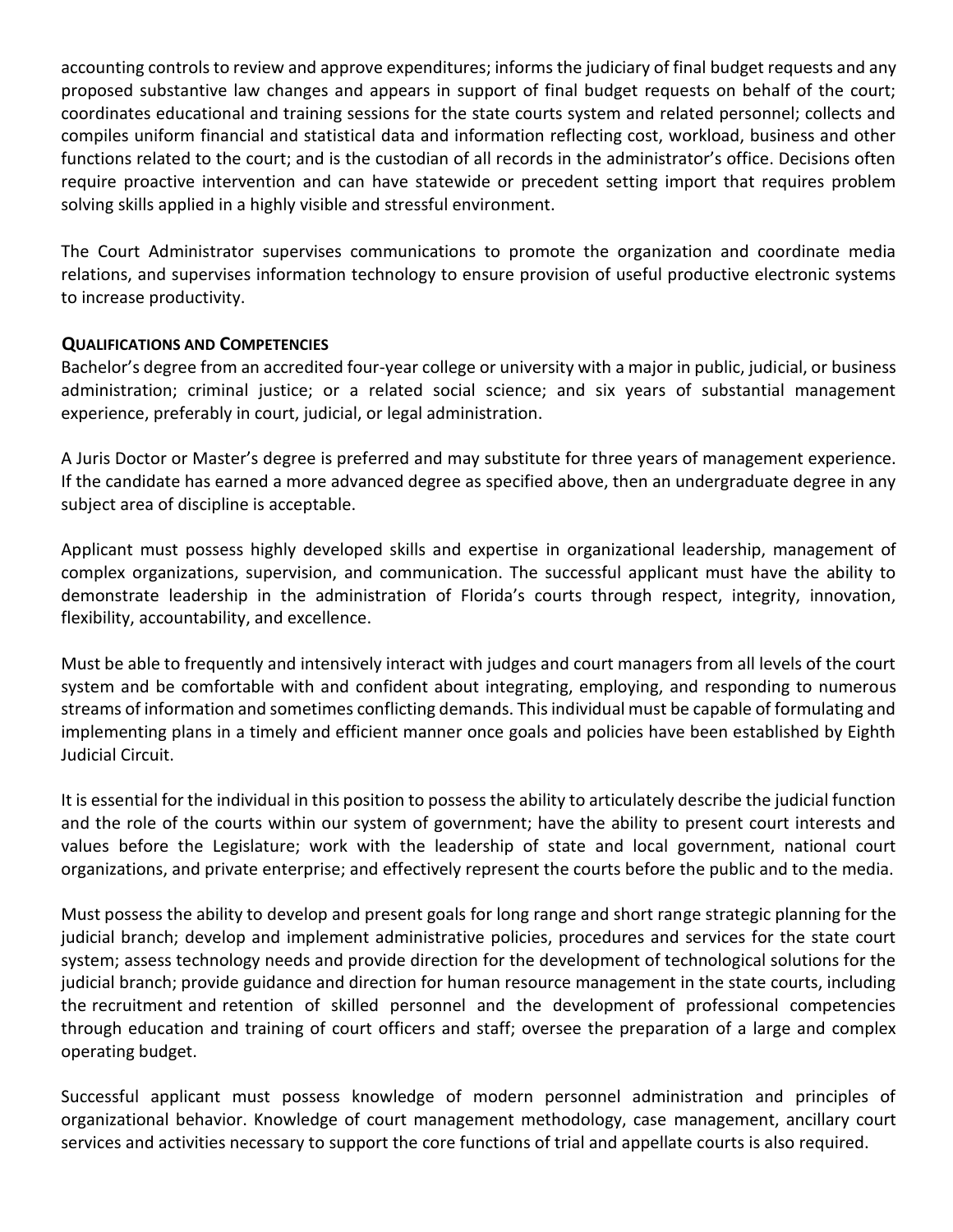accounting controls to review and approve expenditures; informs the judiciary of final budget requests and any proposed substantive law changes and appears in support of final budget requests on behalf of the court; coordinates educational and training sessions for the state courts system and related personnel; collects and compiles uniform financial and statistical data and information reflecting cost, workload, business and other functions related to the court; and is the custodian of all records in the administrator's office. Decisions often require proactive intervention and can have statewide or precedent setting import that requires problem solving skills applied in a highly visible and stressful environment.

The Court Administrator supervises communications to promote the organization and coordinate media relations, and supervises information technology to ensure provision of useful productive electronic systems to increase productivity.

## QUALIFICATIONS AND COMPETENCIES

Bachelor's degree from an accredited four-year college or university with a major in public, judicial, or business administration; criminal justice; or a related social science; and six years of substantial management experience, preferably in court, judicial, or legal administration.

A Juris Doctor or Master's degree is preferred and may substitute for three years of management experience. If the candidate has earned a more advanced degree as specified above, then an undergraduate degree in any subject area of discipline is acceptable.

Applicant must possess highly developed skills and expertise in organizational leadership, management of complex organizations, supervision, and communication. The successful applicant must have the ability to demonstrate leadership in the administration of Florida's courts through respect, integrity, innovation, flexibility, accountability, and excellence.

Must be able to frequently and intensively interact with judges and court managers from all levels of the court system and be comfortable with and confident about integrating, employing, and responding to numerous streams of information and sometimes conflicting demands. This individual must be capable of formulating and implementing plans in a timely and efficient manner once goals and policies have been established by Eighth Judicial Circuit.

It is essential for the individual in this position to possess the ability to articulately describe the judicial function and the role of the courts within our system of government; have the ability to present court interests and values before the Legislature; work with the leadership of state and local government, national court organizations, and private enterprise; and effectively represent the courts before the public and to the media.

Must possess the ability to develop and present goals for long range and short range strategic planning for the judicial branch; develop and implement administrative policies, procedures and services for the state court system; assess technology needs and provide direction for the development of technological solutions for the judicial branch; provide guidance and direction for human resource management in the state courts, including the recruitment and retention of skilled personnel and the development of professional competencies through education and training of court officers and staff; oversee the preparation of a large and complex operating budget.

Successful applicant must possess knowledge of modern personnel administration and principles of organizational behavior. Knowledge of court management methodology, case management, ancillary court services and activities necessary to support the core functions of trial and appellate courts is also required.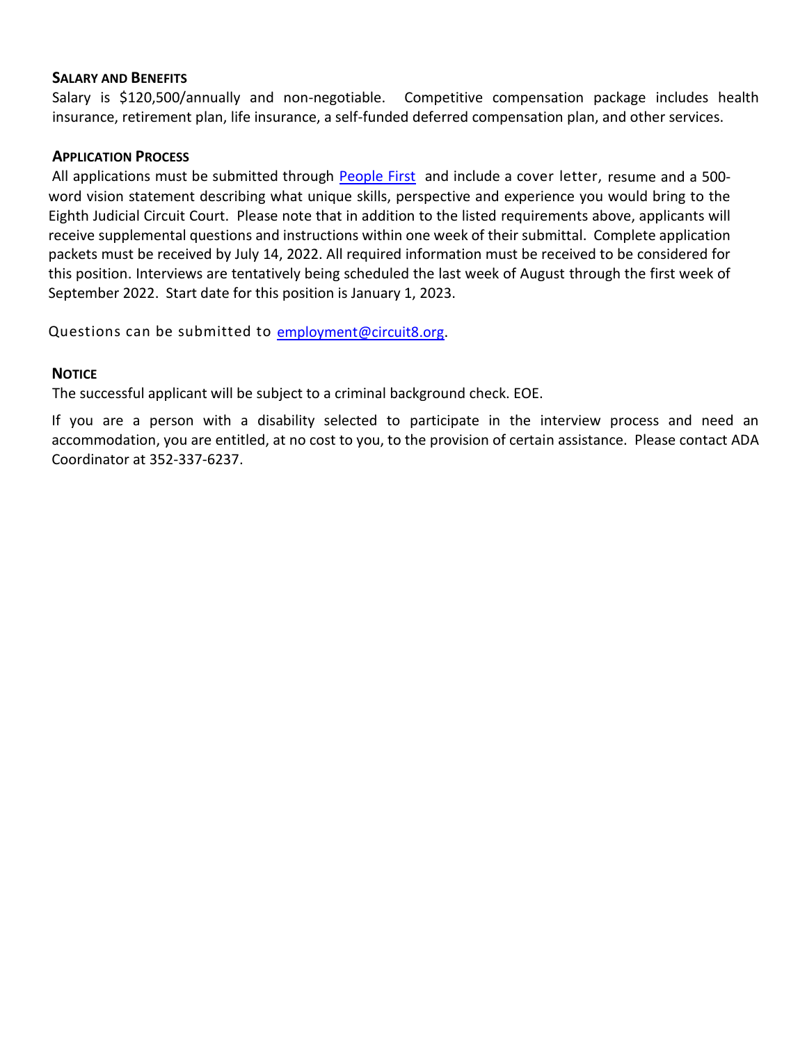**SALARY AND BENEFITS**

Salary is $120,500/annually and non-negotiable. Competitive compensation package includes health insurance, retirement plan, life insurance, a self-funded deferred compensation plan, and other services.

**APPLICATION PROCESS**

All applications must be submitted through People First and include a cover letter, resume and a 500-word vision statement describing what unique skills, perspective and experience you would bring to the Eighth Judicial Circuit Court. Please note that in addition to the listed requirements above, applicants will receive supplemental questions and instructions within one week of their submittal. Complete application packets must be received by July 14, 2022. All required information must be received to be considered for this position. Interviews are tentatively being scheduled the last week of August through the first week of September 2022. Start date for this position is January 1, 2023.

Questions can be submitted to employment@circuit8.org.

**NOTICE**

The successful applicant will be subject to a criminal background check. EOE.

If you are a person with a disability selected to participate in the interview process and need an accommodation, you are entitled, at no cost to you, to the provision of certain assistance. Please contact ADA Coordinator at 352-337-6237.